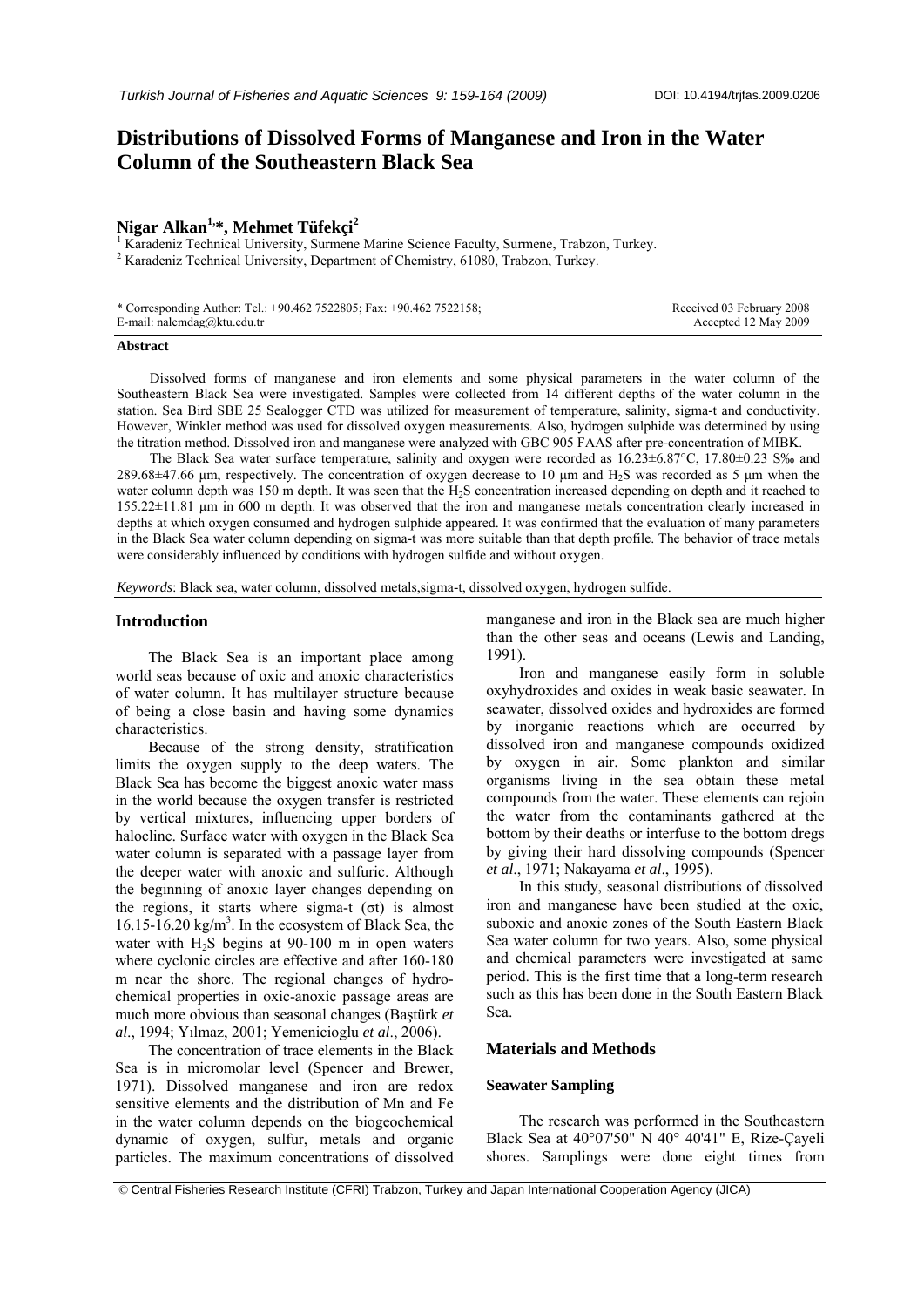# Distributions of Dissolved Forms of Manganese and Iron in the Water Column of the Southeastern Black Sea

**Nigar Alkan[1,*], Mehmet Tüfekçi[2]**

[1] Karadeniz Technical University, Surmene Marine Science Faculty, Surmene, Trabzon, Turkey.
[2] Karadeniz Technical University, Department of Chemistry, 61080, Trabzon, Turkey.

\* Corresponding Author: Tel.: +90.462 7522805; Fax: +90.462 7522158;
E-mail: nalemdag@ktu.edu.tr

Received 03 February 2008
Accepted 12 May 2009

### Abstract

Dissolved forms of manganese and iron elements and some physical parameters in the water column of the Southeastern Black Sea were investigated. Samples were collected from 14 different depths of the water column in the station. Sea Bird SBE 25 Sealogger CTD was utilized for measurement of temperature, salinity, sigma-t and conductivity. However, Winkler method was used for dissolved oxygen measurements. Also, hydrogen sulphide was determined by using the titration method. Dissolved iron and manganese were analyzed with GBC 905 FAAS after pre-concentration of MIBK.

The Black Sea water surface temperature, salinity and oxygen were recorded as 16.23±6.87°C, 17.80±0.23 S‰ and 289.68±47.66 μm, respectively. The concentration of oxygen decrease to 10 μm and $H_2S$ was recorded as 5 μm when the water column depth was 150 m depth. It was seen that the $H_2S$ concentration increased depending on depth and it reached to 155.22±11.81 μm in 600 m depth. It was observed that the iron and manganese metals concentration clearly increased in depths at which oxygen consumed and hydrogen sulphide appeared. It was confirmed that the evaluation of many parameters in the Black Sea water column depending on sigma-t was more suitable than that depth profile. The behavior of trace metals were considerably influenced by conditions with hydrogen sulfide and without oxygen.

*Keywords*: Black sea, water column, dissolved metals,sigma-t, dissolved oxygen, hydrogen sulfide.

## Introduction

The Black Sea is an important place among world seas because of oxic and anoxic characteristics of water column. It has multilayer structure because of being a close basin and having some dynamics characteristics.

Because of the strong density, stratification limits the oxygen supply to the deep waters. The Black Sea has become the biggest anoxic water mass in the world because the oxygen transfer is restricted by vertical mixtures, influencing upper borders of halocline. Surface water with oxygen in the Black Sea water column is separated with a passage layer from the deeper water with anoxic and sulfuric. Although the beginning of anoxic layer changes depending on the regions, it starts where sigma-t (σt) is almost 16.15-16.20 kg/m$^3$. In the ecosystem of Black Sea, the water with $H_2S$ begins at 90-100 m in open waters where cyclonic circles are effective and after 160-180 m near the shore. The regional changes of hydro-chemical properties in oxic-anoxic passage areas are much more obvious than seasonal changes (Baştürk *et al*., 1994; Yılmaz, 2001; Yemenicioglu *et al*., 2006).

The concentration of trace elements in the Black Sea is in micromolar level (Spencer and Brewer, 1971). Dissolved manganese and iron are redox sensitive elements and the distribution of Mn and Fe in the water column depends on the biogeochemical dynamic of oxygen, sulfur, metals and organic particles. The maximum concentrations of dissolved manganese and iron in the Black sea are much higher than the other seas and oceans (Lewis and Landing, 1991).

Iron and manganese easily form in soluble oxyhydroxides and oxides in weak basic seawater. In seawater, dissolved oxides and hydroxides are formed by inorganic reactions which are occurred by dissolved iron and manganese compounds oxidized by oxygen in air. Some plankton and similar organisms living in the sea obtain these metal compounds from the water. These elements can rejoin the water from the contaminants gathered at the bottom by their deaths or interfuse to the bottom dregs by giving their hard dissolving compounds (Spencer *et al*., 1971; Nakayama *et al*., 1995).

In this study, seasonal distributions of dissolved iron and manganese have been studied at the oxic, suboxic and anoxic zones of the South Eastern Black Sea water column for two years. Also, some physical and chemical parameters were investigated at same period. This is the first time that a long-term research such as this has been done in the South Eastern Black Sea.

## Materials and Methods

### Seawater Sampling

The research was performed in the Southeastern Black Sea at 40°07'50" N 40° 40'41" E, Rize-Çayeli shores. Samplings were done eight times from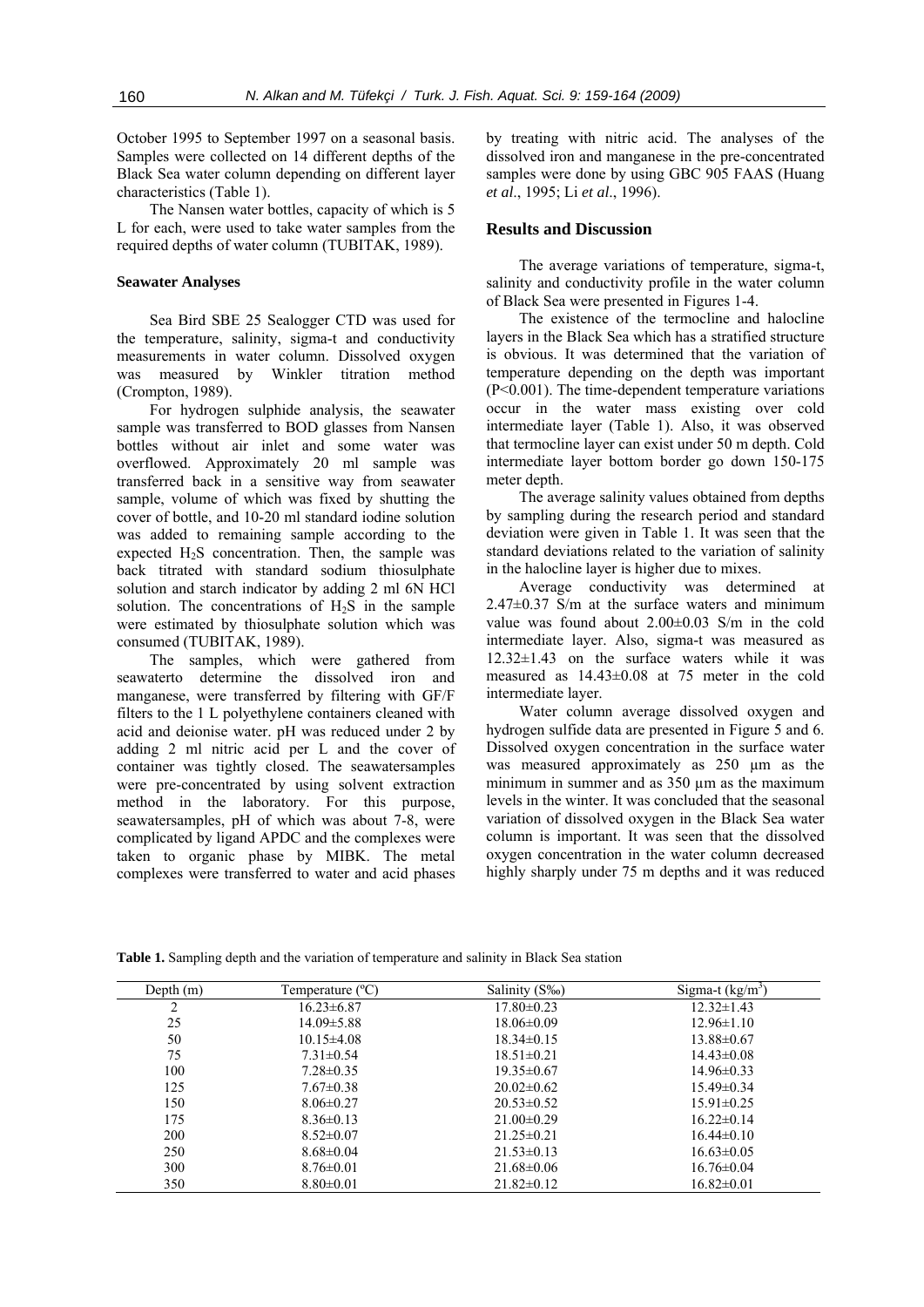October 1995 to September 1997 on a seasonal basis. Samples were collected on 14 different depths of the Black Sea water column depending on different layer characteristics (Table 1).

The Nansen water bottles, capacity of which is 5 L for each, were used to take water samples from the required depths of water column (TUBITAK, 1989).

### Seawater Analyses

Sea Bird SBE 25 Sealogger CTD was used for the temperature, salinity, sigma-t and conductivity measurements in water column. Dissolved oxygen was measured by Winkler titration method (Crompton, 1989).

For hydrogen sulphide analysis, the seawater sample was transferred to BOD glasses from Nansen bottles without air inlet and some water was overflowed. Approximately 20 ml sample was transferred back in a sensitive way from seawater sample, volume of which was fixed by shutting the cover of bottle, and 10-20 ml standard iodine solution was added to remaining sample according to the expected $H_2S$ concentration. Then, the sample was back titrated with standard sodium thiosulphate solution and starch indicator by adding 2 ml 6N HCl solution. The concentrations of $H_2S$ in the sample were estimated by thiosulphate solution which was consumed (TUBITAK, 1989).

The samples, which were gathered from seawaterto determine the dissolved iron and manganese, were transferred by filtering with GF/F filters to the 1 L polyethylene containers cleaned with acid and deionise water. pH was reduced under 2 by adding 2 ml nitric acid per L and the cover of container was tightly closed. The seawatersamples were pre-concentrated by using solvent extraction method in the laboratory. For this purpose, seawatersamples, pH of which was about 7-8, were complicated by ligand APDC and the complexes were taken to organic phase by MIBK. The metal complexes were transferred to water and acid phases by treating with nitric acid. The analyses of the dissolved iron and manganese in the pre-concentrated samples were done by using GBC 905 FAAS (Huang *et al*., 1995; Li *et al*., 1996).

## Results and Discussion

The average variations of temperature, sigma-t, salinity and conductivity profile in the water column of Black Sea were presented in Figures 1-4.

The existence of the termocline and halocline layers in the Black Sea which has a stratified structure is obvious. It was determined that the variation of temperature depending on the depth was important ($P<0.001$). The time-dependent temperature variations occur in the water mass existing over cold intermediate layer (Table 1). Also, it was observed that termocline layer can exist under 50 m depth. Cold intermediate layer bottom border go down 150-175 meter depth.

The average salinity values obtained from depths by sampling during the research period and standard deviation were given in Table 1. It was seen that the standard deviations related to the variation of salinity in the halocline layer is higher due to mixes.

Average conductivity was determined at 2.47±0.37 S/m at the surface waters and minimum value was found about 2.00±0.03 S/m in the cold intermediate layer. Also, sigma-t was measured as 12.32±1.43 on the surface waters while it was measured as 14.43±0.08 at 75 meter in the cold intermediate layer.

Water column average dissolved oxygen and hydrogen sulfide data are presented in Figure 5 and 6. Dissolved oxygen concentration in the surface water was measured approximately as 250 µm as the minimum in summer and as 350 µm as the maximum levels in the winter. It was concluded that the seasonal variation of dissolved oxygen in the Black Sea water column is important. It was seen that the dissolved oxygen concentration in the water column decreased highly sharply under 75 m depths and it was reduced

**Table 1.** Sampling depth and the variation of temperature and salinity in Black Sea station

| Depth (m) | Temperature (ºC) | Salinity (S‰) | Sigma-t (kg/m$^3$) |
|---|---|---|---|
| 2 | 16.23±6.87 | 17.80±0.23 | 12.32±1.43 |
| 25 | 14.09±5.88 | 18.06±0.09 | 12.96±1.10 |
| 50 | 10.15±4.08 | 18.34±0.15 | 13.88±0.67 |
| 75 | 7.31±0.54 | 18.51±0.21 | 14.43±0.08 |
| 100 | 7.28±0.35 | 19.35±0.67 | 14.96±0.33 |
| 125 | 7.67±0.38 | 20.02±0.62 | 15.49±0.34 |
| 150 | 8.06±0.27 | 20.53±0.52 | 15.91±0.25 |
| 175 | 8.36±0.13 | 21.00±0.29 | 16.22±0.14 |
| 200 | 8.52±0.07 | 21.25±0.21 | 16.44±0.10 |
| 250 | 8.68±0.04 | 21.53±0.13 | 16.63±0.05 |
| 300 | 8.76±0.01 | 21.68±0.06 | 16.76±0.04 |
| 350 | 8.80±0.01 | 21.82±0.12 | 16.82±0.01 |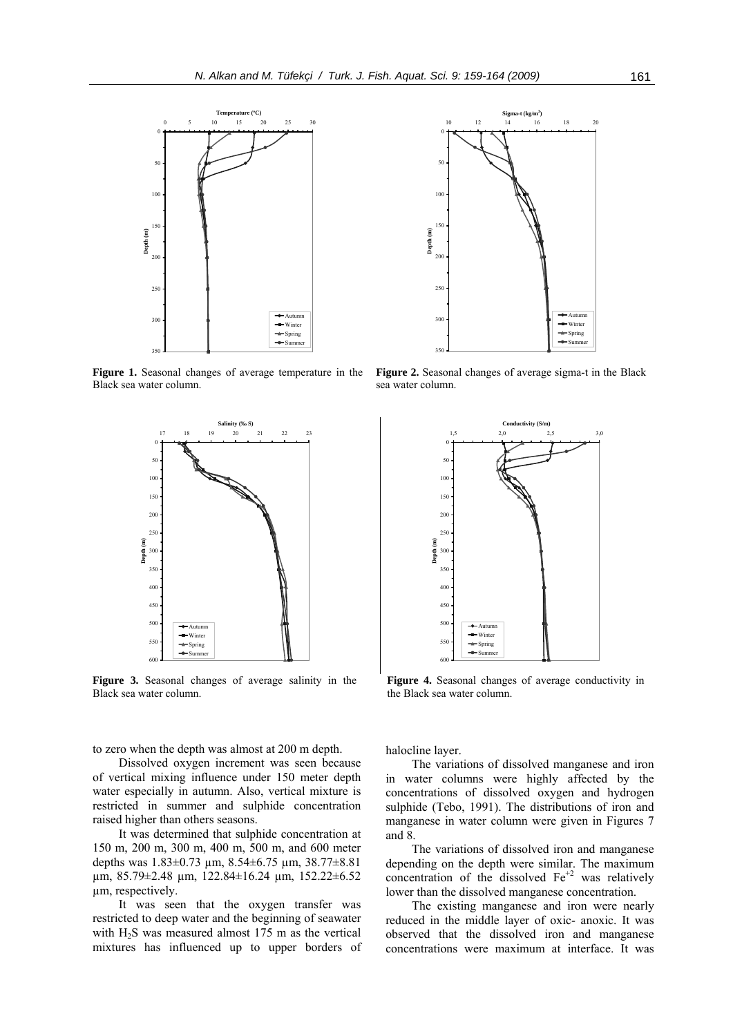**Figure 1.** Seasonal changes of average temperature in the Black sea water column.

**Figure 2.** Seasonal changes of average sigma-t in the Black sea water column.

**Figure 3.** Seasonal changes of average salinity in the Black sea water column.

**Figure 4.** Seasonal changes of average conductivity in the Black sea water column.

to zero when the depth was almost at 200 m depth.

Dissolved oxygen increment was seen because of vertical mixing influence under 150 meter depth water especially in autumn. Also, vertical mixture is restricted in summer and sulphide concentration raised higher than others seasons.

It was determined that sulphide concentration at 150 m, 200 m, 300 m, 400 m, 500 m, and 600 meter depths was 1.83±0.73 µm, 8.54±6.75 µm, 38.77±8.81 µm, 85.79±2.48 µm, 122.84±16.24 µm, 152.22±6.52 µm, respectively.

It was seen that the oxygen transfer was restricted to deep water and the beginning of seawater with $H_2S$ was measured almost 175 m as the vertical mixtures has influenced up to upper borders of halocline layer.

The variations of dissolved manganese and iron in water columns were highly affected by the concentrations of dissolved oxygen and hydrogen sulphide (Tebo, 1991). The distributions of iron and manganese in water column were given in Figures 7 and 8.

The variations of dissolved iron and manganese depending on the depth were similar. The maximum concentration of the dissolved $Fe^{+2}$ was relatively lower than the dissolved manganese concentration.

The existing manganese and iron were nearly reduced in the middle layer of oxic- anoxic. It was observed that the dissolved iron and manganese concentrations were maximum at interface. It was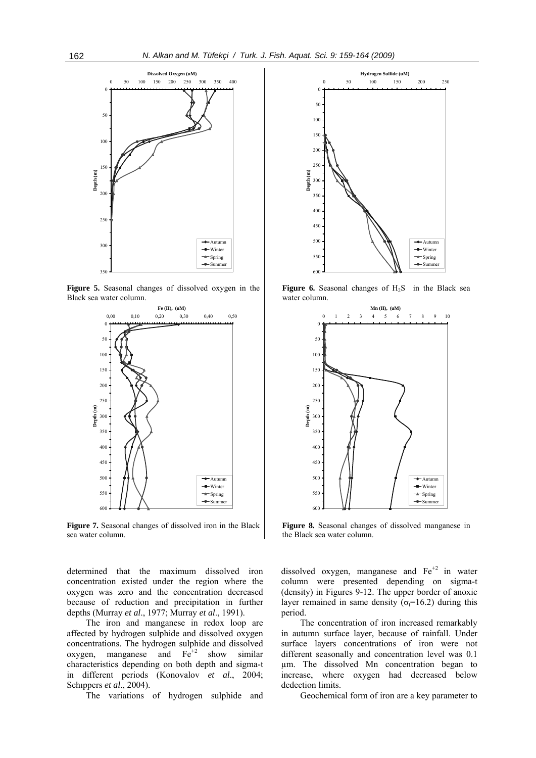**Figure 5.** Seasonal changes of dissolved oxygen in the Black sea water column.

**Figure 6.** Seasonal changes of $H_2S$ in the Black sea water column.

**Figure 7.** Seasonal changes of dissolved iron in the Black sea water column.

**Figure 8.** Seasonal changes of dissolved manganese in the Black sea water column.

determined that the maximum dissolved iron concentration existed under the region where the oxygen was zero and the concentration decreased because of reduction and precipitation in further depths (Murray *et al*., 1977; Murray *et al*., 1991).

The iron and manganese in redox loop are affected by hydrogen sulphide and dissolved oxygen concentrations. The hydrogen sulphide and dissolved oxygen, manganese and $Fe^{+2}$ show similar characteristics depending on both depth and sigma-t in different periods (Konovalov *et al*., 2004; Schıppers *et al*., 2004).

The variations of hydrogen sulphide and dissolved oxygen, manganese and $Fe^{+2}$ in water column were presented depending on sigma-t (density) in Figures 9-12. The upper border of anoxic layer remained in same density ($\sigma_t$=16.2) during this period.

The concentration of iron increased remarkably in autumn surface layer, because of rainfall. Under surface layers concentrations of iron were not different seasonally and concentration level was 0.1 µm. The dissolved Mn concentration began to increase, where oxygen had decreased below dedection limits.

Geochemical form of iron are a key parameter to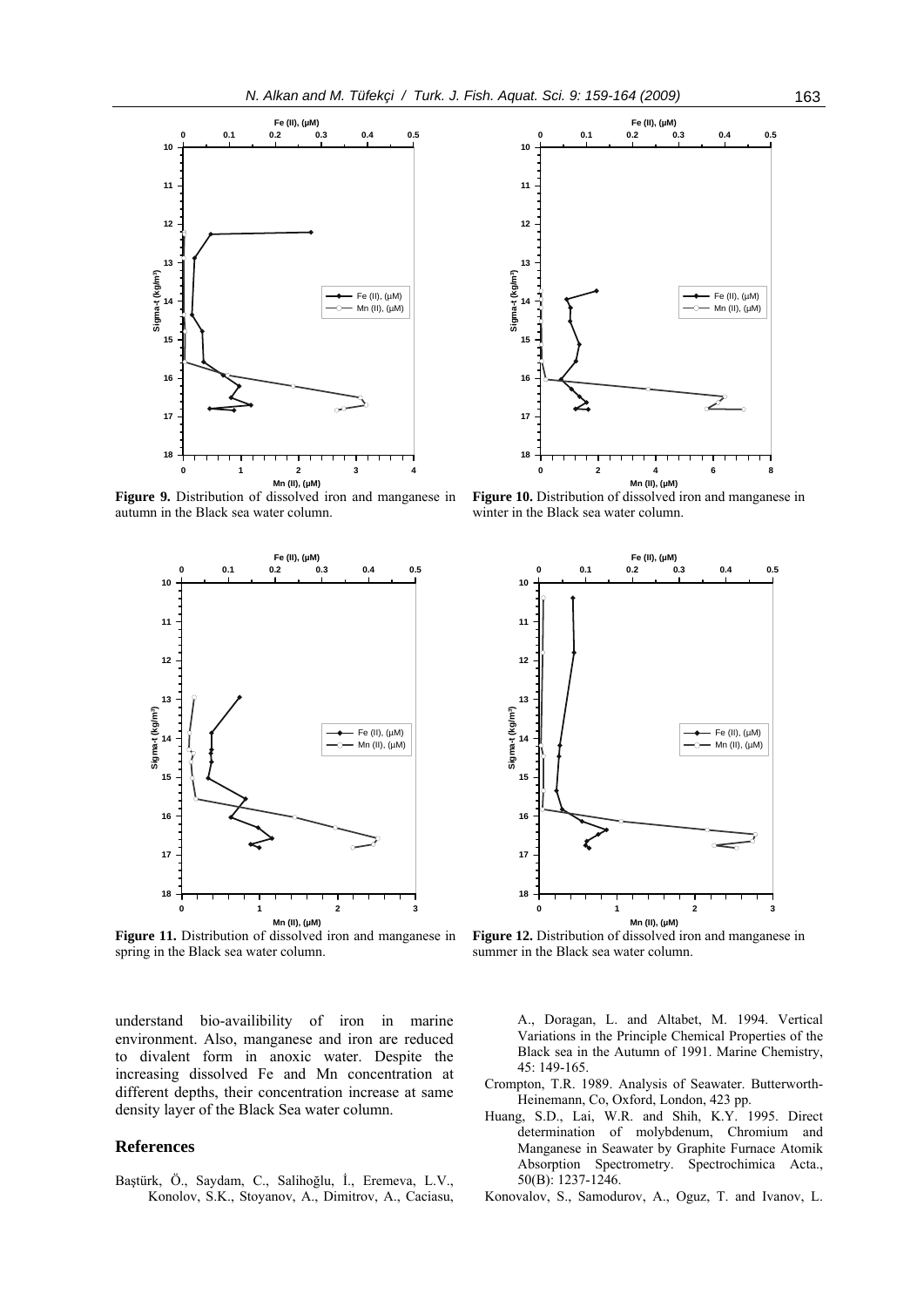**Figure 9.** Distribution of dissolved iron and manganese in autumn in the Black sea water column.

**Figure 10.** Distribution of dissolved iron and manganese in winter in the Black sea water column.

**Figure 11.** Distribution of dissolved iron and manganese in spring in the Black sea water column.

**Figure 12.** Distribution of dissolved iron and manganese in summer in the Black sea water column.

understand bio-availibility of iron in marine environment. Also, manganese and iron are reduced to divalent form in anoxic water. Despite the increasing dissolved Fe and Mn concentration at different depths, their concentration increase at same density layer of the Black Sea water column.

## References

Baştürk, Ö., Saydam, C., Salihoğlu, İ., Eremeva, L.V., Konolov, S.K., Stoyanov, A., Dimitrov, A., Caciasu, A., Doragan, L. and Altabet, M. 1994. Vertical Variations in the Principle Chemical Properties of the Black sea in the Autumn of 1991. Marine Chemistry, 45: 149-165.

Crompton, T.R. 1989. Analysis of Seawater. Butterworth-Heinemann, Co, Oxford, London, 423 pp.

Huang, S.D., Lai, W.R. and Shih, K.Y. 1995. Direct determination of molybdenum, Chromium and Manganese in Seawater by Graphite Furnace Atomik Absorption Spectrometry. Spectrochimica Acta., 50(B): 1237-1246.

Konovalov, S., Samodurov, A., Oguz, T. and Ivanov, L.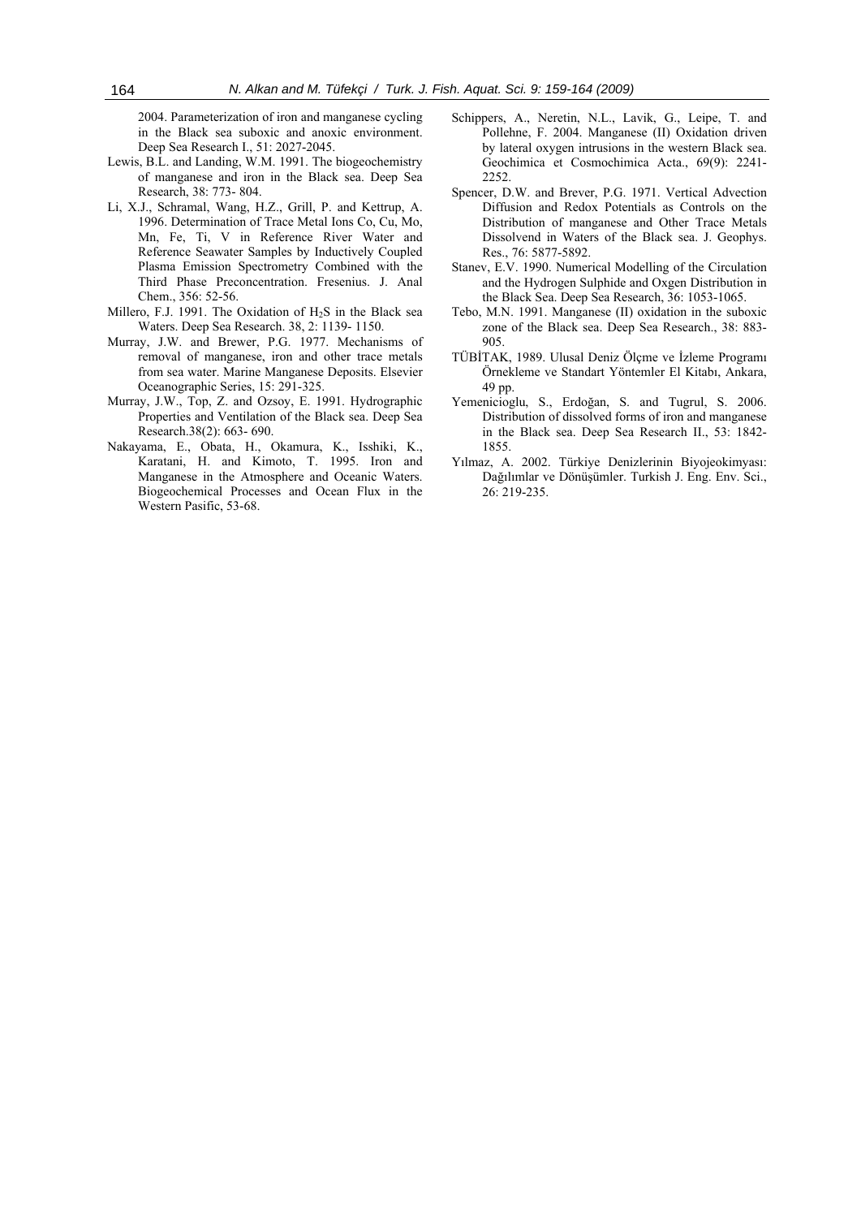2004. Parameterization of iron and manganese cycling in the Black sea suboxic and anoxic environment. Deep Sea Research I., 51: 2027-2045.

Lewis, B.L. and Landing, W.M. 1991. The biogeochemistry of manganese and iron in the Black sea. Deep Sea Research, 38: 773- 804.

Li, X.J., Schramal, Wang, H.Z., Grill, P. and Kettrup, A. 1996. Determination of Trace Metal Ions Co, Cu, Mo, Mn, Fe, Ti, V in Reference River Water and Reference Seawater Samples by Inductively Coupled Plasma Emission Spectrometry Combined with the Third Phase Preconcentration. Fresenius. J. Anal Chem., 356: 52-56.

Millero, F.J. 1991. The Oxidation of $H_2S$ in the Black sea Waters. Deep Sea Research. 38, 2: 1139- 1150.

Murray, J.W. and Brewer, P.G. 1977. Mechanisms of removal of manganese, iron and other trace metals from sea water. Marine Manganese Deposits. Elsevier Oceanographic Series, 15: 291-325.

Murray, J.W., Top, Z. and Ozsoy, E. 1991. Hydrographic Properties and Ventilation of the Black sea. Deep Sea Research.38(2): 663- 690.

Nakayama, E., Obata, H., Okamura, K., Isshiki, K., Karatani, H. and Kimoto, T. 1995. Iron and Manganese in the Atmosphere and Oceanic Waters. Biogeochemical Processes and Ocean Flux in the Western Pasific, 53-68.

Schippers, A., Neretin, N.L., Lavik, G., Leipe, T. and Pollehne, F. 2004. Manganese (II) Oxidation driven by lateral oxygen intrusions in the western Black sea. Geochimica et Cosmochimica Acta., 69(9): 2241-2252.

Spencer, D.W. and Brever, P.G. 1971. Vertical Advection Diffusion and Redox Potentials as Controls on the Distribution of manganese and Other Trace Metals Dissolvend in Waters of the Black sea. J. Geophys. Res., 76: 5877-5892.

Stanev, E.V. 1990. Numerical Modelling of the Circulation and the Hydrogen Sulphide and Oxgen Distribution in the Black Sea. Deep Sea Research, 36: 1053-1065.

Tebo, M.N. 1991. Manganese (II) oxidation in the suboxic zone of the Black sea. Deep Sea Research., 38: 883-905.

TÜBİTAK, 1989. Ulusal Deniz Ölçme ve İzleme Programı Örnekleme ve Standart Yöntemler El Kitabı, Ankara, 49 pp.

Yemenicioglu, S., Erdoğan, S. and Tugrul, S. 2006. Distribution of dissolved forms of iron and manganese in the Black sea. Deep Sea Research II., 53: 1842-1855.

Yılmaz, A. 2002. Türkiye Denizlerinin Biyojeokimyası: Dağılımlar ve Dönüşümler. Turkish J. Eng. Env. Sci., 26: 219-235.